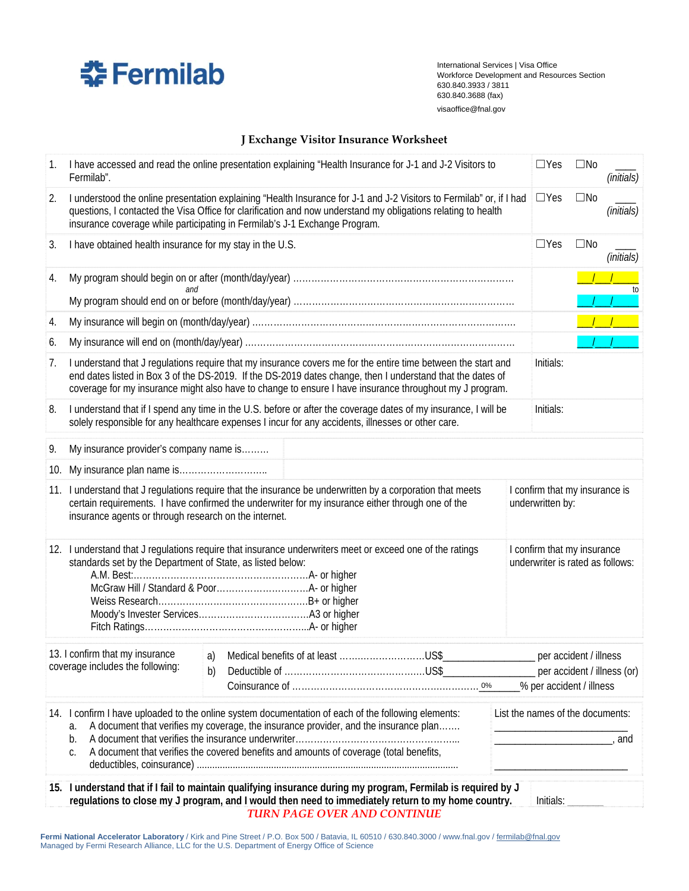Fermilab

International Services | Visa Office
Workforce Development and Resources Section
630.840.3933 / 3811
630.840.3688 (fax)
visaoffice@fnal.gov

## J Exchange Visitor Insurance Worksheet

| | | | |
|---|---|---|---|
| 1. | I have accessed and read the online presentation explaining "Health Insurance for J-1 and J-2 Visitors to Fermilab". | ☐Yes ☐No | ____ *(initials)* |
| 2. | I understood the online presentation explaining "Health Insurance for J-1 and J-2 Visitors to Fermilab" or, if I had questions, I contacted the Visa Office for clarification and now understand my obligations relating to health insurance coverage while participating in Fermilab's J-1 Exchange Program. | ☐Yes ☐No | ____ *(initials)* |
| 3. | I have obtained health insurance for my stay in the U.S. | ☐Yes ☐No | ____ *(initials)* |
| 4. | My program should begin on or after (month/day/year) …… *and* My program should end on or before (month/day/year) …… | | __/__/____ to __/__/____ |
| 4. | My insurance will begin on (month/day/year) …… | | __/__/____ |
| 6. | My insurance will end on (month/day/year) …… | | __/__/____ |
| 7. | I understand that J regulations require that my insurance covers me for the entire time between the start and end dates listed in Box 3 of the DS-2019. If the DS-2019 dates change, then I understand that the dates of coverage for my insurance might also have to change to ensure I have insurance throughout my J program. | Initials: | |
| 8. | I understand that if I spend any time in the U.S. before or after the coverage dates of my insurance, I will be solely responsible for any healthcare expenses I incur for any accidents, illnesses or other care. | Initials: | |

| | | |
|---|---|---|
| 9. | My insurance provider's company name is……… | |
| 10. | My insurance plan name is……………………….. | |
| 11. | I understand that J regulations require that the insurance be underwritten by a corporation that meets certain requirements. I have confirmed the underwriter for my insurance either through one of the insurance agents or through research on the internet. | I confirm that my insurance is underwritten by: |
| 12. | I understand that J regulations require that insurance underwriters meet or exceed one of the ratings standards set by the Department of State, as listed below:<br>A.M. Best:…………………………………………………A- or higher<br>McGraw Hill / Standard & Poor…………………………A- or higher<br>Weiss Research…………………………………………B+ or higher<br>Moody's Invester Services………………………………A3 or higher<br>Fitch Ratings……………………………………………..A- or higher | I confirm that my insurance underwriter is rated as follows: |

13. I confirm that my insurance coverage includes the following:

- a) Medical benefits of at least ………………………US$________________ per accident / illness
- b) Deductible of ……………………………………….US$________________ per accident / illness (or)
  Coinsurance of …………………………………………………… 0% ______% per accident / illness

14. I confirm I have uploaded to the online system documentation of each of the following elements:

- a. A document that verifies my coverage, the insurance provider, and the insurance plan…….
- b. A document that verifies the insurance underwriter……………………………………………..
- c. A document that verifies the covered benefits and amounts of coverage (total benefits, deductibles, coinsurance) ……………………………………………………………

List the names of the documents:
______________________
______________________, and
______________________

**15. I understand that if I fail to maintain qualifying insurance during my program, Fermilab is required by J regulations to close my J program, and I would then need to immediately return to my home country.** Initials: _______

*TURN PAGE OVER AND CONTINUE*

Fermi National Accelerator Laboratory / Kirk and Pine Street / P.O. Box 500 / Batavia, IL 60510 / 630.840.3000 / www.fnal.gov / fermilab@fnal.gov
Managed by Fermi Research Alliance, LLC for the U.S. Department of Energy Office of Science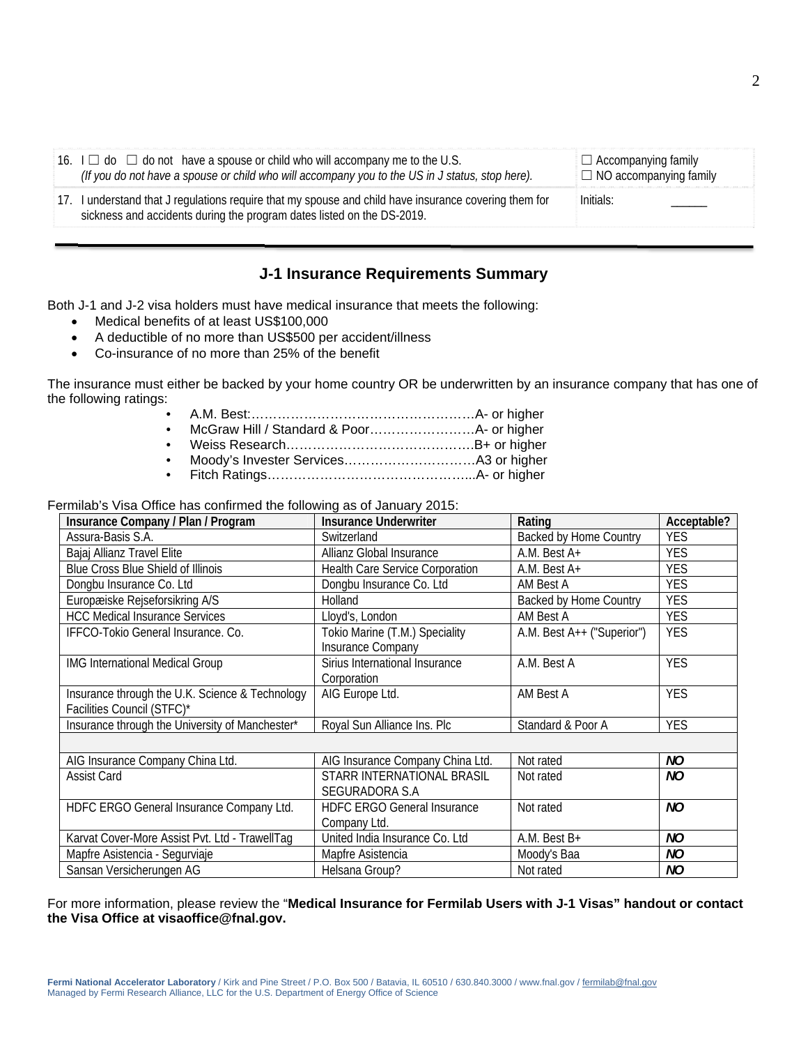| | | |
|---|---|---|
| 16. | I ☐ do ☐ do not have a spouse or child who will accompany me to the U.S. *(If you do not have a spouse or child who will accompany you to the US in J status, stop here).* | ☐ Accompanying family ☐ NO accompanying family |
| 17. | I understand that J regulations require that my spouse and child have insurance covering them for sickness and accidents during the program dates listed on the DS-2019. | Initials: ______ |

## J-1 Insurance Requirements Summary

Both J-1 and J-2 visa holders must have medical insurance that meets the following:

- Medical benefits of at least US$100,000
- A deductible of no more than US$500 per accident/illness
- Co-insurance of no more than 25% of the benefit

The insurance must either be backed by your home country OR be underwritten by an insurance company that has one of the following ratings:

- A.M. Best:……………………………………………A- or higher
- McGraw Hill / Standard & Poor……………………A- or higher
- Weiss Research……………………………………B+ or higher
- Moody's Invester Services…………………………A3 or higher
- Fitch Ratings………………………………………...A- or higher

Fermilab's Visa Office has confirmed the following as of January 2015:

| Insurance Company / Plan / Program | Insurance Underwriter | Rating | Acceptable? |
|---|---|---|---|
| Assura-Basis S.A. | Switzerland | Backed by Home Country | YES |
| Bajaj Allianz Travel Elite | Allianz Global Insurance | A.M. Best A+ | YES |
| Blue Cross Blue Shield of Illinois | Health Care Service Corporation | A.M. Best A+ | YES |
| Dongbu Insurance Co. Ltd | Dongbu Insurance Co. Ltd | AM Best A | YES |
| Europæiske Rejseforsikring A/S | Holland | Backed by Home Country | YES |
| HCC Medical Insurance Services | Lloyd's, London | AM Best A | YES |
| IFFCO-Tokio General Insurance. Co. | Tokio Marine (T.M.) Speciality Insurance Company | A.M. Best A++ ("Superior") | YES |
| IMG International Medical Group | Sirius International Insurance Corporation | A.M. Best A | YES |
| Insurance through the U.K. Science & Technology Facilities Council (STFC)* | AIG Europe Ltd. | AM Best A | YES |
| Insurance through the University of Manchester* | Royal Sun Alliance Ins. Plc | Standard & Poor A | YES |
| | | | |
| AIG Insurance Company China Ltd. | AIG Insurance Company China Ltd. | Not rated | ***NO*** |
| Assist Card | STARR INTERNATIONAL BRASIL SEGURADORA S.A | Not rated | ***NO*** |
| HDFC ERGO General Insurance Company Ltd. | HDFC ERGO General Insurance Company Ltd. | Not rated | ***NO*** |
| Karvat Cover-More Assist Pvt. Ltd - TrawellTag | United India Insurance Co. Ltd | A.M. Best B+ | ***NO*** |
| Mapfre Asistencia - Segurviaje | Mapfre Asistencia | Moody's Baa | ***NO*** |
| Sansan Versicherungen AG | Helsana Group? | Not rated | ***NO*** |

For more information, please review the "**Medical Insurance for Fermilab Users with J-1 Visas" handout or contact the Visa Office at visaoffice@fnal.gov.**

**Fermi National Accelerator Laboratory** / Kirk and Pine Street / P.O. Box 500 / Batavia, IL 60510 / 630.840.3000 / www.fnal.gov / fermilab@fnal.gov
Managed by Fermi Research Alliance, LLC for the U.S. Department of Energy Office of Science